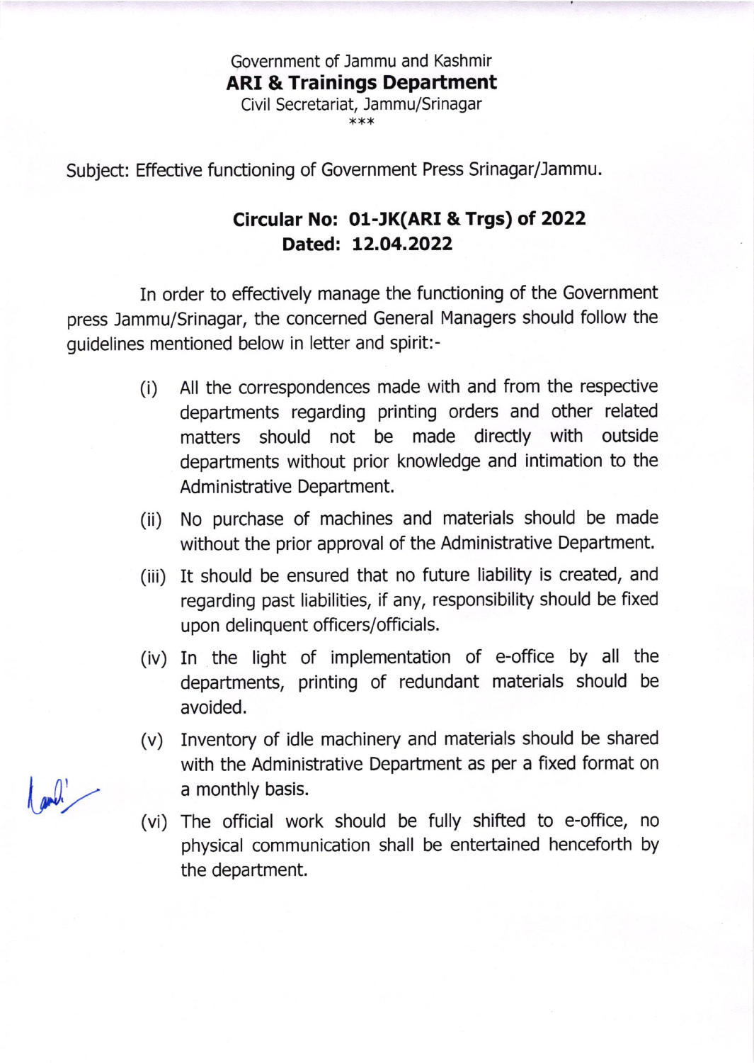Government of Jammu and Kashmir

**ARI & Trainings Department**

Civil Secretariat, Jammu/Srinagar

\*\*\*

Subject: Effective functioning of Government Press Srinagar/Jammu.

**Circular No: 01-JK(ARI & Trgs) of 2022**
**Dated: 12.04.2022**

In order to effectively manage the functioning of the Government press Jammu/Srinagar, the concerned General Managers should follow the guidelines mentioned below in letter and spirit:-

(i) All the correspondences made with and from the respective departments regarding printing orders and other related matters should not be made directly with outside departments without prior knowledge and intimation to the Administrative Department.

(ii) No purchase of machines and materials should be made without the prior approval of the Administrative Department.

(iii) It should be ensured that no future liability is created, and regarding past liabilities, if any, responsibility should be fixed upon delinquent officers/officials.

(iv) In the light of implementation of e-office by all the departments, printing of redundant materials should be avoided.

(v) Inventory of idle machinery and materials should be shared with the Administrative Department as per a fixed format on a monthly basis.

(vi) The official work should be fully shifted to e-office, no physical communication shall be entertained henceforth by the department.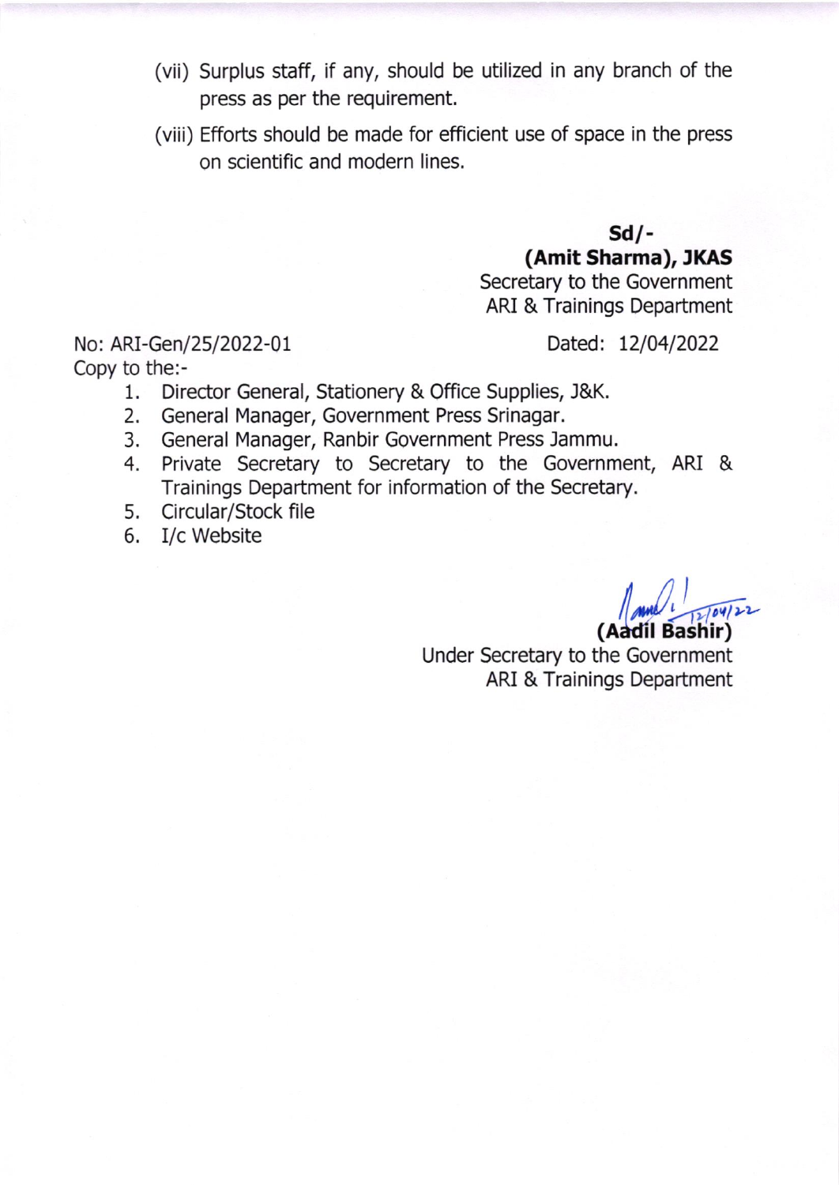(vii) Surplus staff, if any, should be utilized in any branch of the press as per the requirement.

(viii) Efforts should be made for efficient use of space in the press on scientific and modern lines.

**Sd/-**
**(Amit Sharma), JKAS**
Secretary to the Government
ARI & Trainings Department

No: ARI-Gen/25/2022-01 Dated: 12/04/2022

Copy to the:-

1. Director General, Stationery & Office Supplies, J&K.
2. General Manager, Government Press Srinagar.
3. General Manager, Ranbir Government Press Jammu.
4. Private Secretary to Secretary to the Government, ARI & Trainings Department for information of the Secretary.
5. Circular/Stock file
6. I/c Website

12/04/22
**(Aadil Bashir)**
Under Secretary to the Government
ARI & Trainings Department